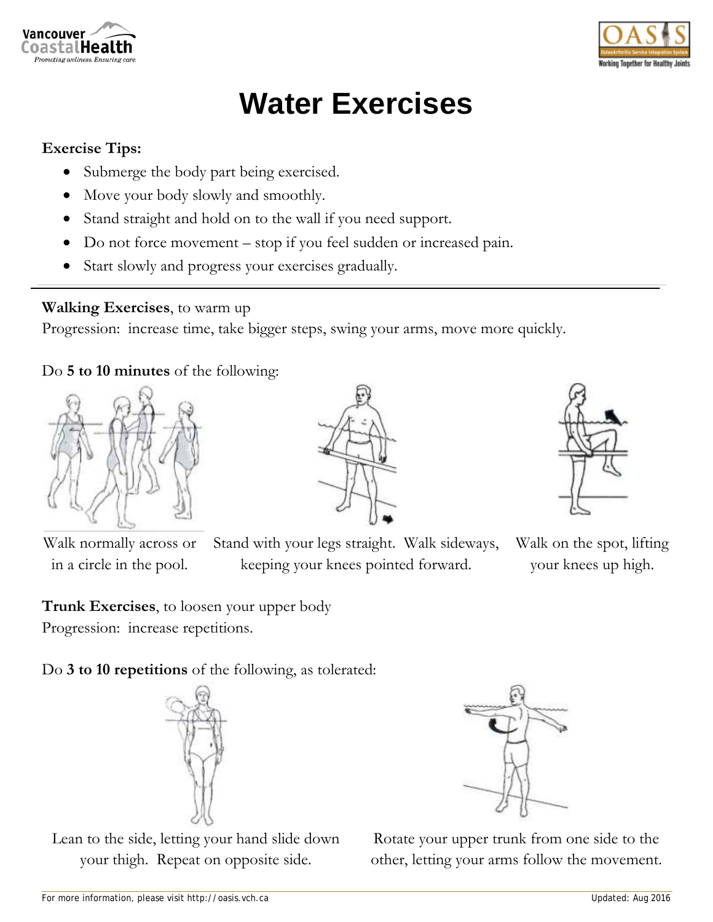# Water Exercises

**Exercise Tips:**

- Submerge the body part being exercised.
- Move your body slowly and smoothly.
- Stand straight and hold on to the wall if you need support.
- Do not force movement – stop if you feel sudden or increased pain.
- Start slowly and progress your exercises gradually.

---

**Walking Exercises**, to warm up
Progression: increase time, take bigger steps, swing your arms, move more quickly.

Do **5 to 10 minutes** of the following:

Walk normally across or in a circle in the pool.

Stand with your legs straight. Walk sideways, keeping your knees pointed forward.

Walk on the spot, lifting your knees up high.

**Trunk Exercises**, to loosen your upper body
Progression: increase repetitions.

Do **3 to 10 repetitions** of the following, as tolerated:

Lean to the side, letting your hand slide down your thigh. Repeat on opposite side.

Rotate your upper trunk from one side to the other, letting your arms follow the movement.

For more information, please visit http://oasis.vch.ca

Updated: Aug 2016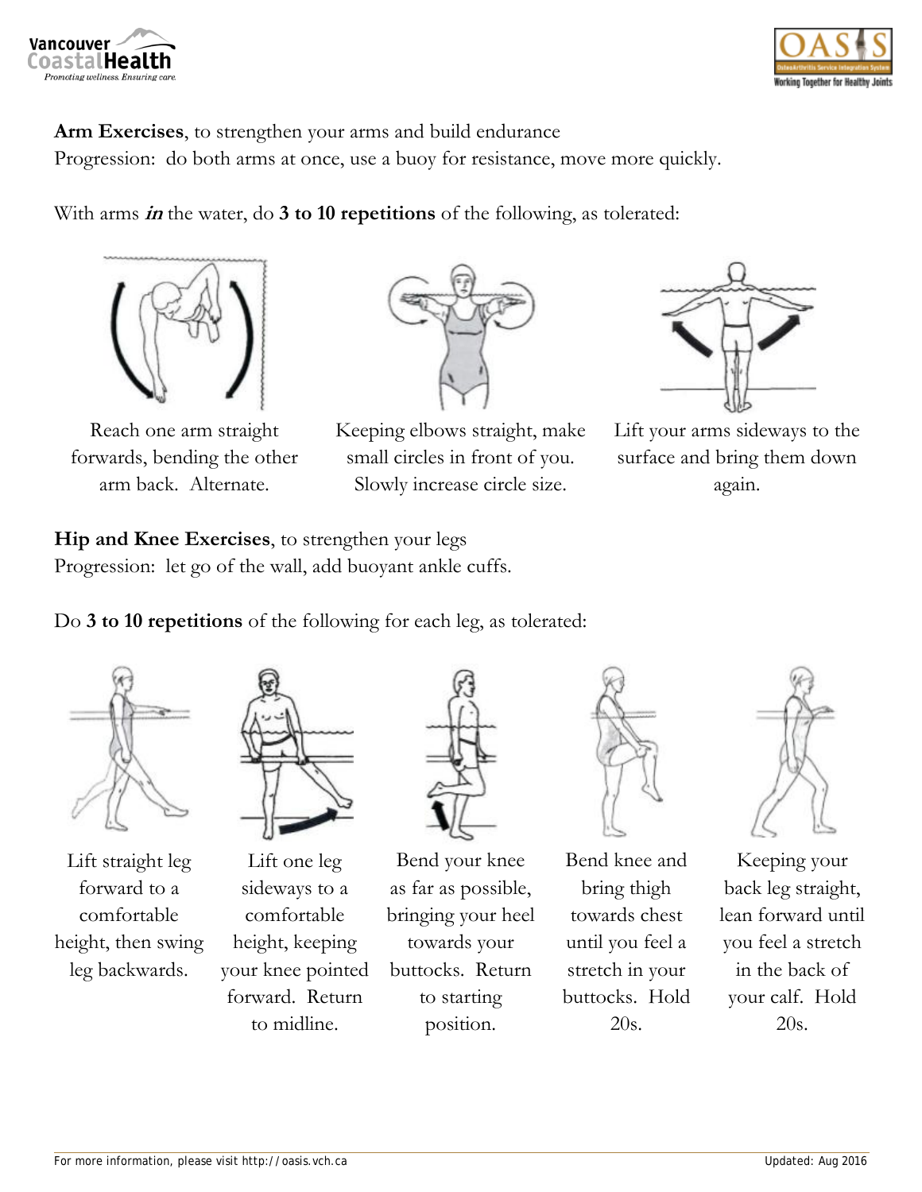**Arm Exercises**, to strengthen your arms and build endurance
Progression: do both arms at once, use a buoy for resistance, move more quickly.

With arms ***in*** the water, do **3 to 10 repetitions** of the following, as tolerated:

Reach one arm straight forwards, bending the other arm back. Alternate.

Keeping elbows straight, make small circles in front of you. Slowly increase circle size.

Lift your arms sideways to the surface and bring them down again.

**Hip and Knee Exercises**, to strengthen your legs
Progression: let go of the wall, add buoyant ankle cuffs.

Do **3 to 10 repetitions** of the following for each leg, as tolerated:

Lift straight leg forward to a comfortable height, then swing leg backwards.

Lift one leg sideways to a comfortable height, keeping your knee pointed forward. Return to midline.

Bend your knee as far as possible, bringing your heel towards your buttocks. Return to starting position.

Bend knee and bring thigh towards chest until you feel a stretch in your buttocks. Hold 20s.

Keeping your back leg straight, lean forward until you feel a stretch in the back of your calf. Hold 20s.